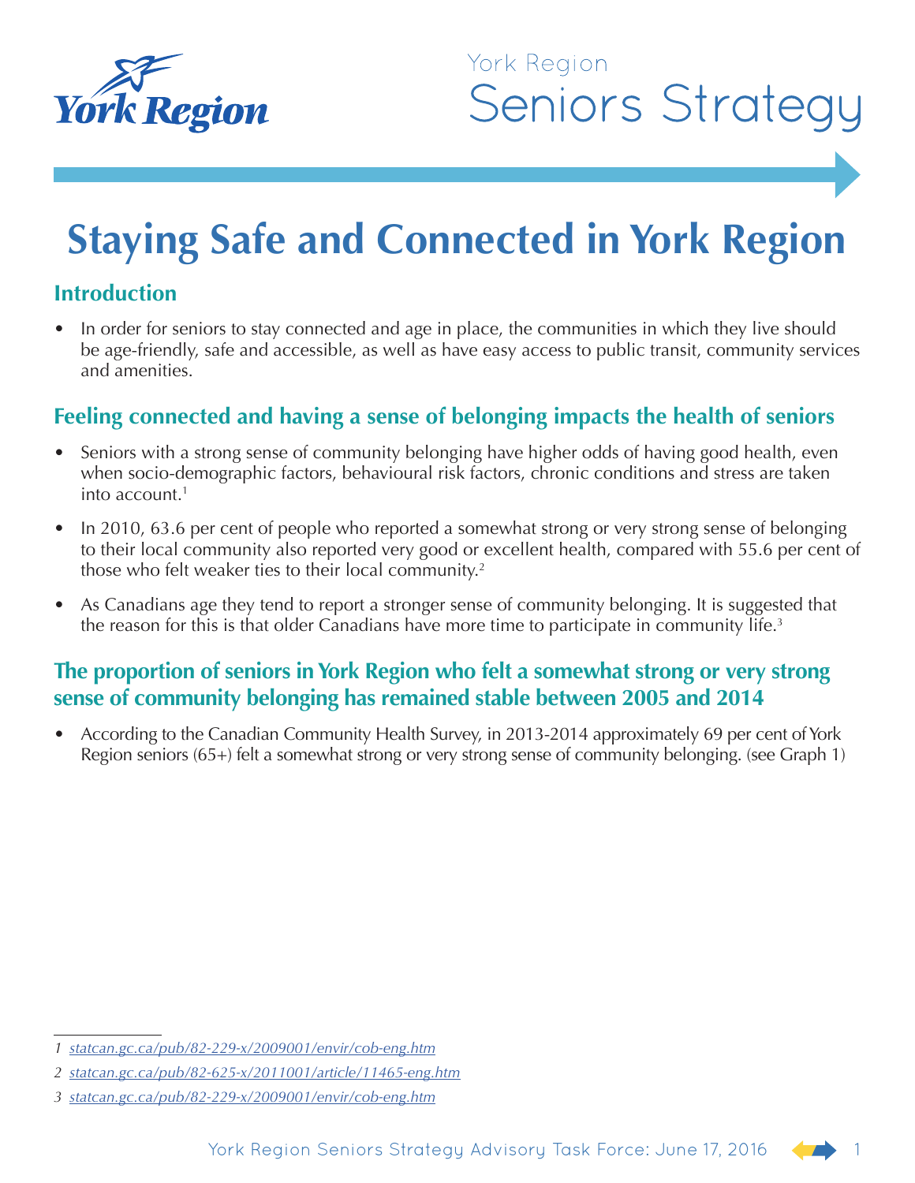York Region

Seniors Strategy

# Staying Safe and Connected in York Region

## Introduction

- In order for seniors to stay connected and age in place, the communities in which they live should be age-friendly, safe and accessible, as well as have easy access to public transit, community services and amenities.

## Feeling connected and having a sense of belonging impacts the health of seniors

- Seniors with a strong sense of community belonging have higher odds of having good health, even when socio-demographic factors, behavioural risk factors, chronic conditions and stress are taken into account.[1]
- In 2010, 63.6 per cent of people who reported a somewhat strong or very strong sense of belonging to their local community also reported very good or excellent health, compared with 55.6 per cent of those who felt weaker ties to their local community.[2]
- As Canadians age they tend to report a stronger sense of community belonging. It is suggested that the reason for this is that older Canadians have more time to participate in community life.[3]

## The proportion of seniors in York Region who felt a somewhat strong or very strong sense of community belonging has remained stable between 2005 and 2014

- According to the Canadian Community Health Survey, in 2013-2014 approximately 69 per cent of York Region seniors (65+) felt a somewhat strong or very strong sense of community belonging. (see Graph 1)

---

*1 statcan.gc.ca/pub/82-229-x/2009001/envir/cob-eng.htm*

*2 statcan.gc.ca/pub/82-625-x/2011001/article/11465-eng.htm*

*3 statcan.gc.ca/pub/82-229-x/2009001/envir/cob-eng.htm*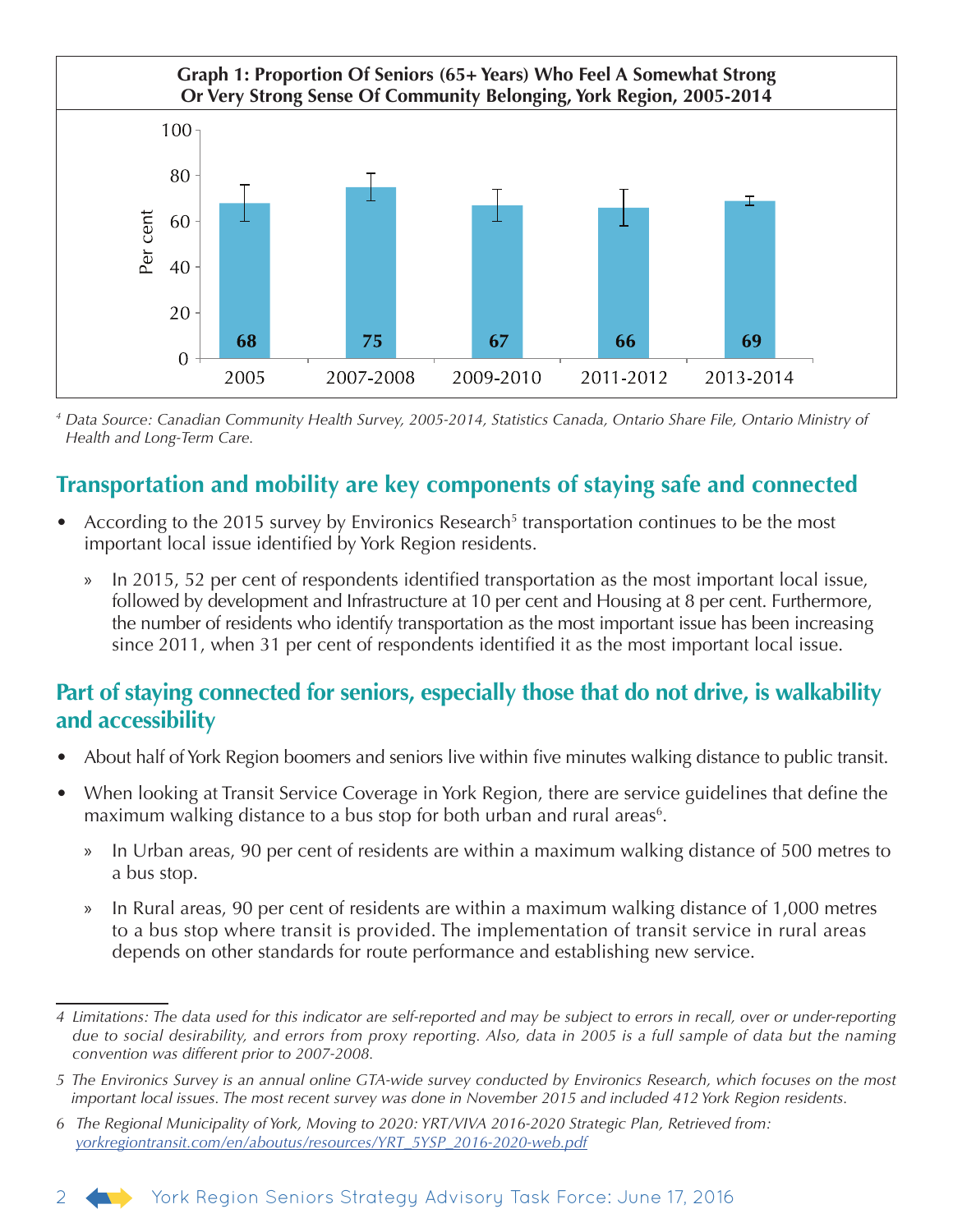**Graph 1: Proportion Of Seniors (65+ Years) Who Feel A Somewhat Strong Or Very Strong Sense Of Community Belonging, York Region, 2005-2014**

| Period | Per cent |
|---|---|
| 2005 | 68 |
| 2007-2008 | 75 |
| 2009-2010 | 67 |
| 2011-2012 | 66 |
| 2013-2014 | 69 |

*4 Data Source: Canadian Community Health Survey, 2005-2014, Statistics Canada, Ontario Share File, Ontario Ministry of Health and Long-Term Care.*

## Transportation and mobility are key components of staying safe and connected

- According to the 2015 survey by Environics Research[5] transportation continues to be the most important local issue identified by York Region residents.
  - In 2015, 52 per cent of respondents identified transportation as the most important local issue, followed by development and Infrastructure at 10 per cent and Housing at 8 per cent. Furthermore, the number of residents who identify transportation as the most important issue has been increasing since 2011, when 31 per cent of respondents identified it as the most important local issue.

## Part of staying connected for seniors, especially those that do not drive, is walkability and accessibility

- About half of York Region boomers and seniors live within five minutes walking distance to public transit.
- When looking at Transit Service Coverage in York Region, there are service guidelines that define the maximum walking distance to a bus stop for both urban and rural areas[6].
  - In Urban areas, 90 per cent of residents are within a maximum walking distance of 500 metres to a bus stop.
  - In Rural areas, 90 per cent of residents are within a maximum walking distance of 1,000 metres to a bus stop where transit is provided. The implementation of transit service in rural areas depends on other standards for route performance and establishing new service.

---

*4 Limitations: The data used for this indicator are self-reported and may be subject to errors in recall, over or under-reporting due to social desirability, and errors from proxy reporting. Also, data in 2005 is a full sample of data but the naming convention was different prior to 2007-2008.*

*5 The Environics Survey is an annual online GTA-wide survey conducted by Environics Research, which focuses on the most important local issues. The most recent survey was done in November 2015 and included 412 York Region residents.*

*6 The Regional Municipality of York, Moving to 2020: YRT/VIVA 2016-2020 Strategic Plan, Retrieved from: yorkregiontransit.com/en/aboutus/resources/YRT_5YSP_2016-2020-web.pdf*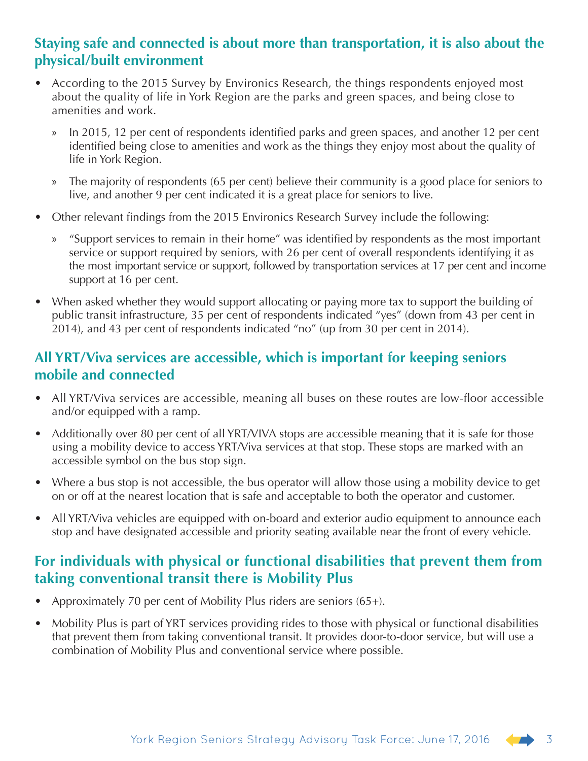## Staying safe and connected is about more than transportation, it is also about the physical/built environment

- According to the 2015 Survey by Environics Research, the things respondents enjoyed most about the quality of life in York Region are the parks and green spaces, and being close to amenities and work.
  - In 2015, 12 per cent of respondents identified parks and green spaces, and another 12 per cent identified being close to amenities and work as the things they enjoy most about the quality of life in York Region.
  - The majority of respondents (65 per cent) believe their community is a good place for seniors to live, and another 9 per cent indicated it is a great place for seniors to live.
- Other relevant findings from the 2015 Environics Research Survey include the following:
  - "Support services to remain in their home" was identified by respondents as the most important service or support required by seniors, with 26 per cent of overall respondents identifying it as the most important service or support, followed by transportation services at 17 per cent and income support at 16 per cent.
- When asked whether they would support allocating or paying more tax to support the building of public transit infrastructure, 35 per cent of respondents indicated "yes" (down from 43 per cent in 2014), and 43 per cent of respondents indicated "no" (up from 30 per cent in 2014).

## All YRT/Viva services are accessible, which is important for keeping seniors mobile and connected

- All YRT/Viva services are accessible, meaning all buses on these routes are low-floor accessible and/or equipped with a ramp.
- Additionally over 80 per cent of all YRT/VIVA stops are accessible meaning that it is safe for those using a mobility device to access YRT/Viva services at that stop. These stops are marked with an accessible symbol on the bus stop sign.
- Where a bus stop is not accessible, the bus operator will allow those using a mobility device to get on or off at the nearest location that is safe and acceptable to both the operator and customer.
- All YRT/Viva vehicles are equipped with on-board and exterior audio equipment to announce each stop and have designated accessible and priority seating available near the front of every vehicle.

## For individuals with physical or functional disabilities that prevent them from taking conventional transit there is Mobility Plus

- Approximately 70 per cent of Mobility Plus riders are seniors (65+).
- Mobility Plus is part of YRT services providing rides to those with physical or functional disabilities that prevent them from taking conventional transit. It provides door-to-door service, but will use a combination of Mobility Plus and conventional service where possible.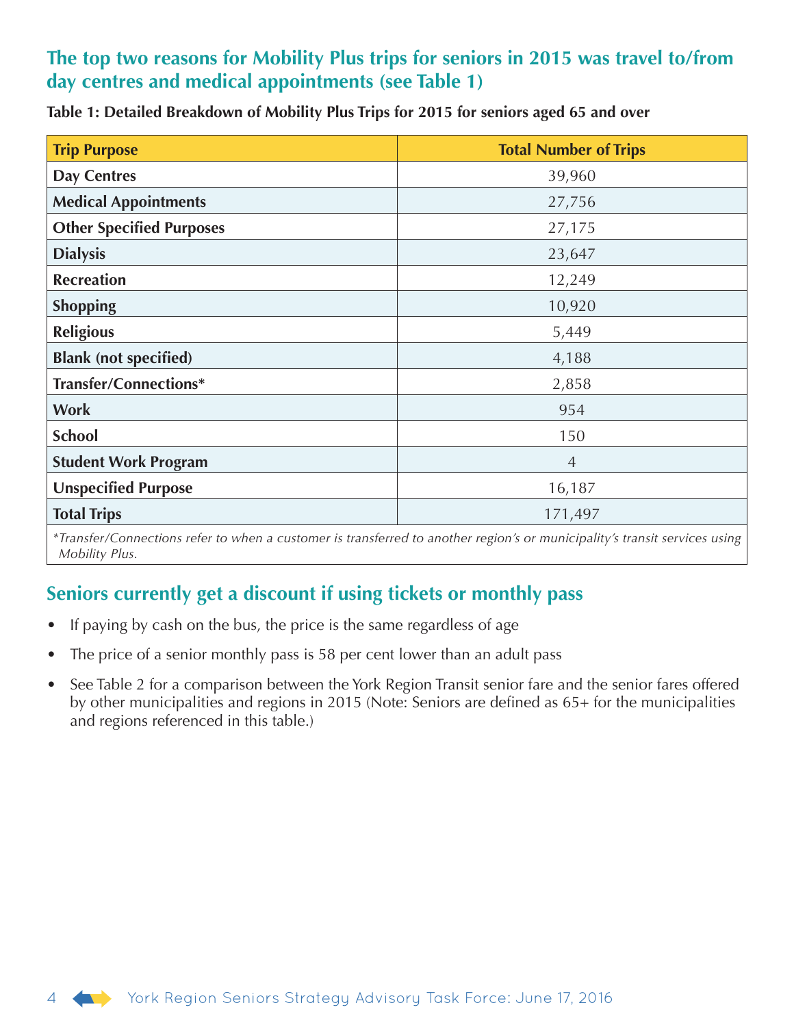## The top two reasons for Mobility Plus trips for seniors in 2015 was travel to/from day centres and medical appointments (see Table 1)

**Table 1: Detailed Breakdown of Mobility Plus Trips for 2015 for seniors aged 65 and over**

| Trip Purpose | Total Number of Trips |
|---|---|
| Day Centres | 39,960 |
| Medical Appointments | 27,756 |
| Other Specified Purposes | 27,175 |
| Dialysis | 23,647 |
| Recreation | 12,249 |
| Shopping | 10,920 |
| Religious | 5,449 |
| Blank (not specified) | 4,188 |
| Transfer/Connections* | 2,858 |
| Work | 954 |
| School | 150 |
| Student Work Program | 4 |
| Unspecified Purpose | 16,187 |
| Total Trips | 171,497 |

*\*Transfer/Connections refer to when a customer is transferred to another region's or municipality's transit services using Mobility Plus.*

## Seniors currently get a discount if using tickets or monthly pass

- If paying by cash on the bus, the price is the same regardless of age
- The price of a senior monthly pass is 58 per cent lower than an adult pass
- See Table 2 for a comparison between the York Region Transit senior fare and the senior fares offered by other municipalities and regions in 2015 (Note: Seniors are defined as 65+ for the municipalities and regions referenced in this table.)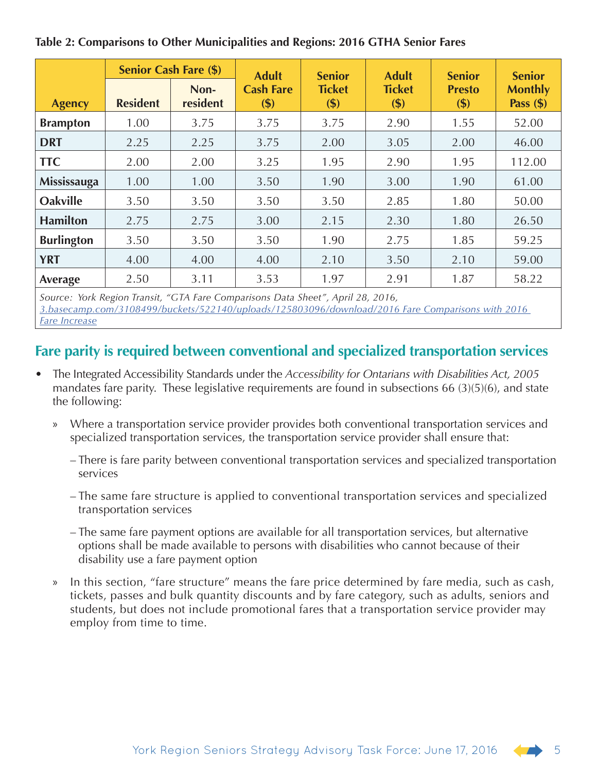**Table 2: Comparisons to Other Municipalities and Regions: 2016 GTHA Senior Fares**

| Agency | Senior Cash Fare ($) | | Adult Cash Fare ($) | Senior Ticket ($) | Adult Ticket ($) | Senior Presto ($) | Senior Monthly Pass ($) |
|---|---|---|---|---|---|---|---|
| | Resident | Non-resident | | | | | |
| **Brampton** | 1.00 | 3.75 | 3.75 | 3.75 | 2.90 | 1.55 | 52.00 |
| **DRT** | 2.25 | 2.25 | 3.75 | 2.00 | 3.05 | 2.00 | 46.00 |
| **TTC** | 2.00 | 2.00 | 3.25 | 1.95 | 2.90 | 1.95 | 112.00 |
| **Mississauga** | 1.00 | 1.00 | 3.50 | 1.90 | 3.00 | 1.90 | 61.00 |
| **Oakville** | 3.50 | 3.50 | 3.50 | 3.50 | 2.85 | 1.80 | 50.00 |
| **Hamilton** | 2.75 | 2.75 | 3.00 | 2.15 | 2.30 | 1.80 | 26.50 |
| **Burlington** | 3.50 | 3.50 | 3.50 | 1.90 | 2.75 | 1.85 | 59.25 |
| **YRT** | 4.00 | 4.00 | 4.00 | 2.10 | 3.50 | 2.10 | 59.00 |
| **Average** | 2.50 | 3.11 | 3.53 | 1.97 | 2.91 | 1.87 | 58.22 |

*Source: York Region Transit, "GTA Fare Comparisons Data Sheet", April 28, 2016, 3.basecamp.com/3108499/buckets/522140/uploads/125803096/download/2016 Fare Comparisons with 2016 Fare Increase*

## Fare parity is required between conventional and specialized transportation services

- The Integrated Accessibility Standards under the *Accessibility for Ontarians with Disabilities Act, 2005* mandates fare parity. These legislative requirements are found in subsections 66 (3)(5)(6), and state the following:
  - » Where a transportation service provider provides both conventional transportation services and specialized transportation services, the transportation service provider shall ensure that:
    - – There is fare parity between conventional transportation services and specialized transportation services
    - – The same fare structure is applied to conventional transportation services and specialized transportation services
    - – The same fare payment options are available for all transportation services, but alternative options shall be made available to persons with disabilities who cannot because of their disability use a fare payment option
  - » In this section, "fare structure" means the fare price determined by fare media, such as cash, tickets, passes and bulk quantity discounts and by fare category, such as adults, seniors and students, but does not include promotional fares that a transportation service provider may employ from time to time.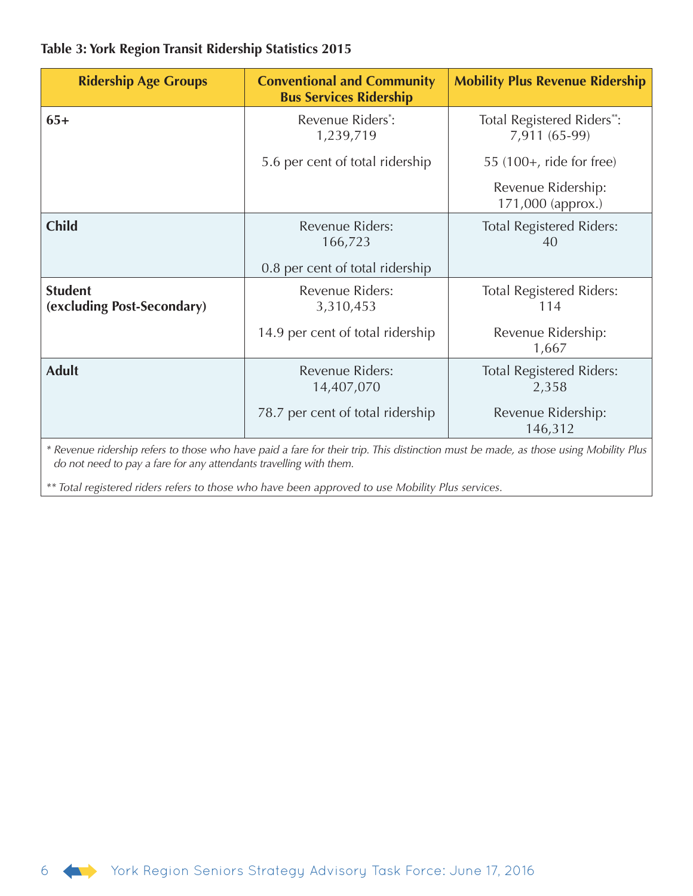**Table 3: York Region Transit Ridership Statistics 2015**

| Ridership Age Groups | Conventional and Community Bus Services Ridership | Mobility Plus Revenue Ridership |
|---|---|---|
| **65+** | Revenue Riders*: 1,239,719<br><br>5.6 per cent of total ridership | Total Registered Riders**: 7,911 (65-99)<br><br>55 (100+, ride for free)<br><br>Revenue Ridership: 171,000 (approx.) |
| **Child** | Revenue Riders: 166,723<br><br>0.8 per cent of total ridership | Total Registered Riders: 40 |
| **Student (excluding Post-Secondary)** | Revenue Riders: 3,310,453<br><br>14.9 per cent of total ridership | Total Registered Riders: 114<br><br>Revenue Ridership: 1,667 |
| **Adult** | Revenue Riders: 14,407,070<br><br>78.7 per cent of total ridership | Total Registered Riders: 2,358<br><br>Revenue Ridership: 146,312 |

*\* Revenue ridership refers to those who have paid a fare for their trip. This distinction must be made, as those using Mobility Plus do not need to pay a fare for any attendants travelling with them.*

*\*\* Total registered riders refers to those who have been approved to use Mobility Plus services.*